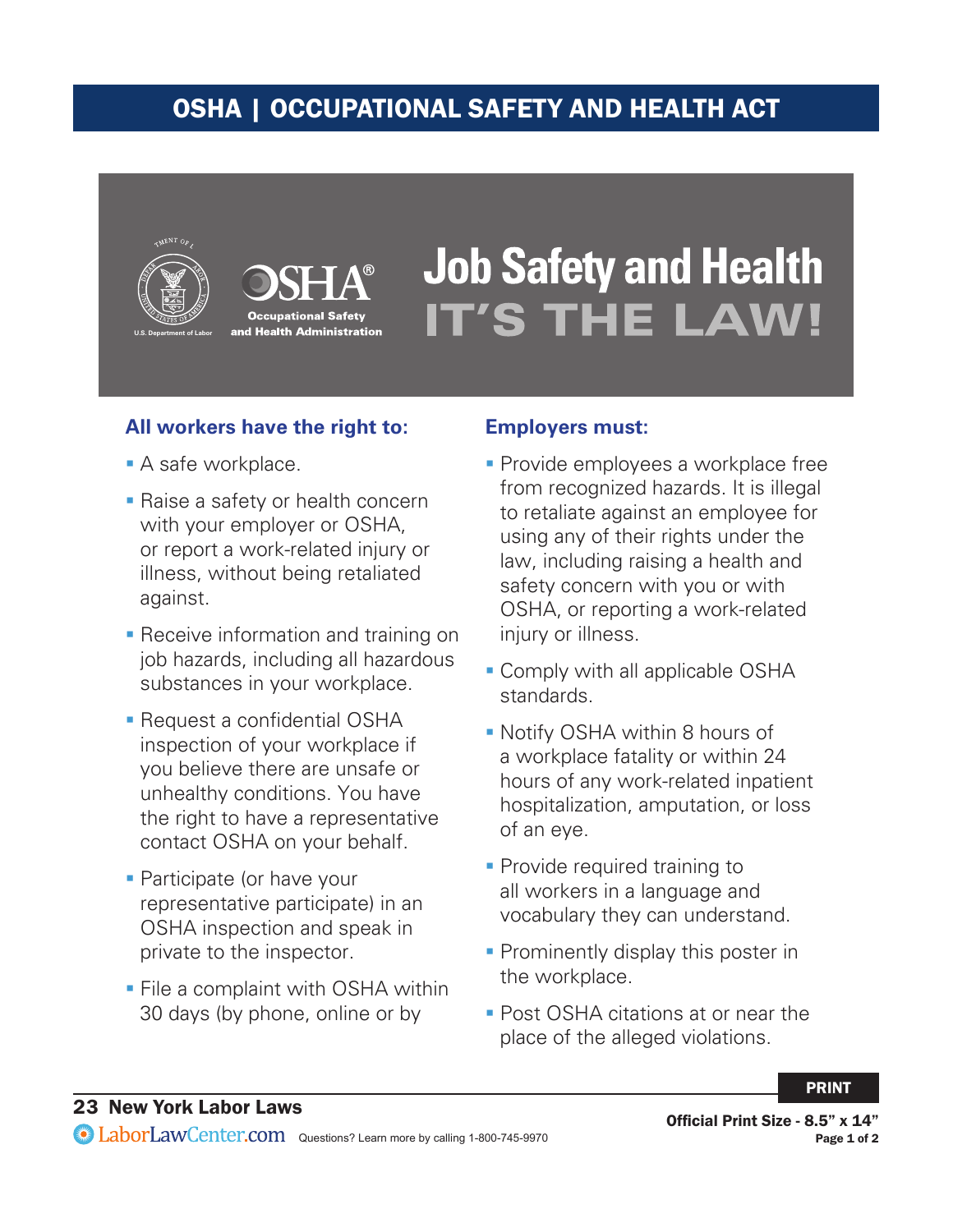# OSHA | OCCUPATIONAL SAFETY AND HEALTH ACT

U.S. Department of Labor

OSHA® Occupational Safety and Health Administration

## Job Safety and Health IT'S THE LAW!

### All workers have the right to:

- A safe workplace.
- Raise a safety or health concern with your employer or OSHA, or report a work-related injury or illness, without being retaliated against.
- Receive information and training on job hazards, including all hazardous substances in your workplace.
- Request a confidential OSHA inspection of your workplace if you believe there are unsafe or unhealthy conditions. You have the right to have a representative contact OSHA on your behalf.
- Participate (or have your representative participate) in an OSHA inspection and speak in private to the inspector.
- File a complaint with OSHA within 30 days (by phone, online or by

### Employers must:

- Provide employees a workplace free from recognized hazards. It is illegal to retaliate against an employee for using any of their rights under the law, including raising a health and safety concern with you or with OSHA, or reporting a work-related injury or illness.
- Comply with all applicable OSHA standards.
- Notify OSHA within 8 hours of a workplace fatality or within 24 hours of any work-related inpatient hospitalization, amputation, or loss of an eye.
- Provide required training to all workers in a language and vocabulary they can understand.
- Prominently display this poster in the workplace.
- Post OSHA citations at or near the place of the alleged violations.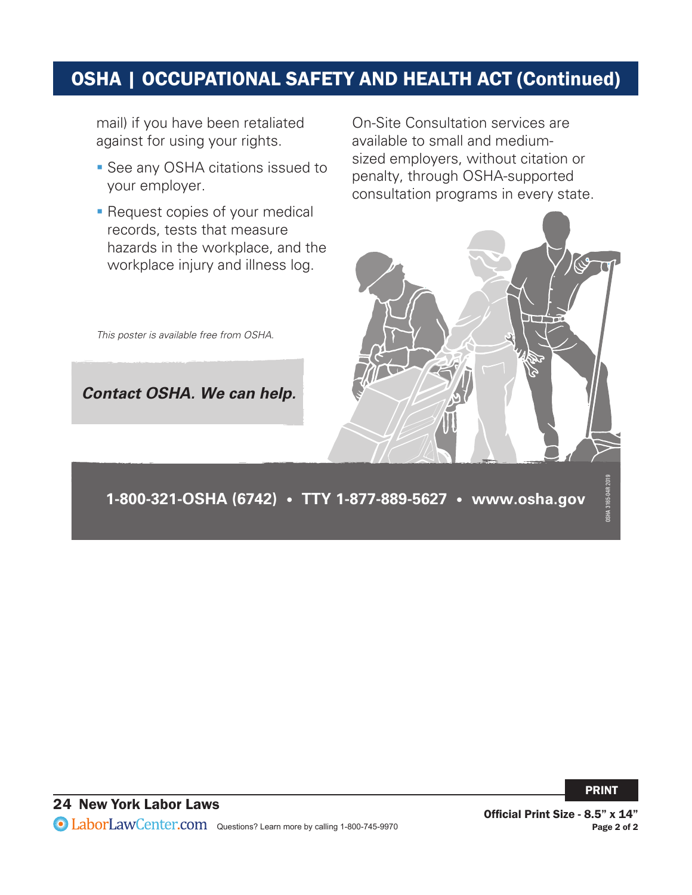# OSHA | OCCUPATIONAL SAFETY AND HEALTH ACT (Continued)

mail) if you have been retaliated against for using your rights.

- See any OSHA citations issued to your employer.
- Request copies of your medical records, tests that measure hazards in the workplace, and the workplace injury and illness log.

*This poster is available free from OSHA.*

***Contact OSHA. We can help.***

On-Site Consultation services are available to small and medium-sized employers, without citation or penalty, through OSHA-supported consultation programs in every state.

**1-800-321-OSHA (6742) • TTY 1-877-889-5627 • www.osha.gov**

OSHA 3165-04R 2019